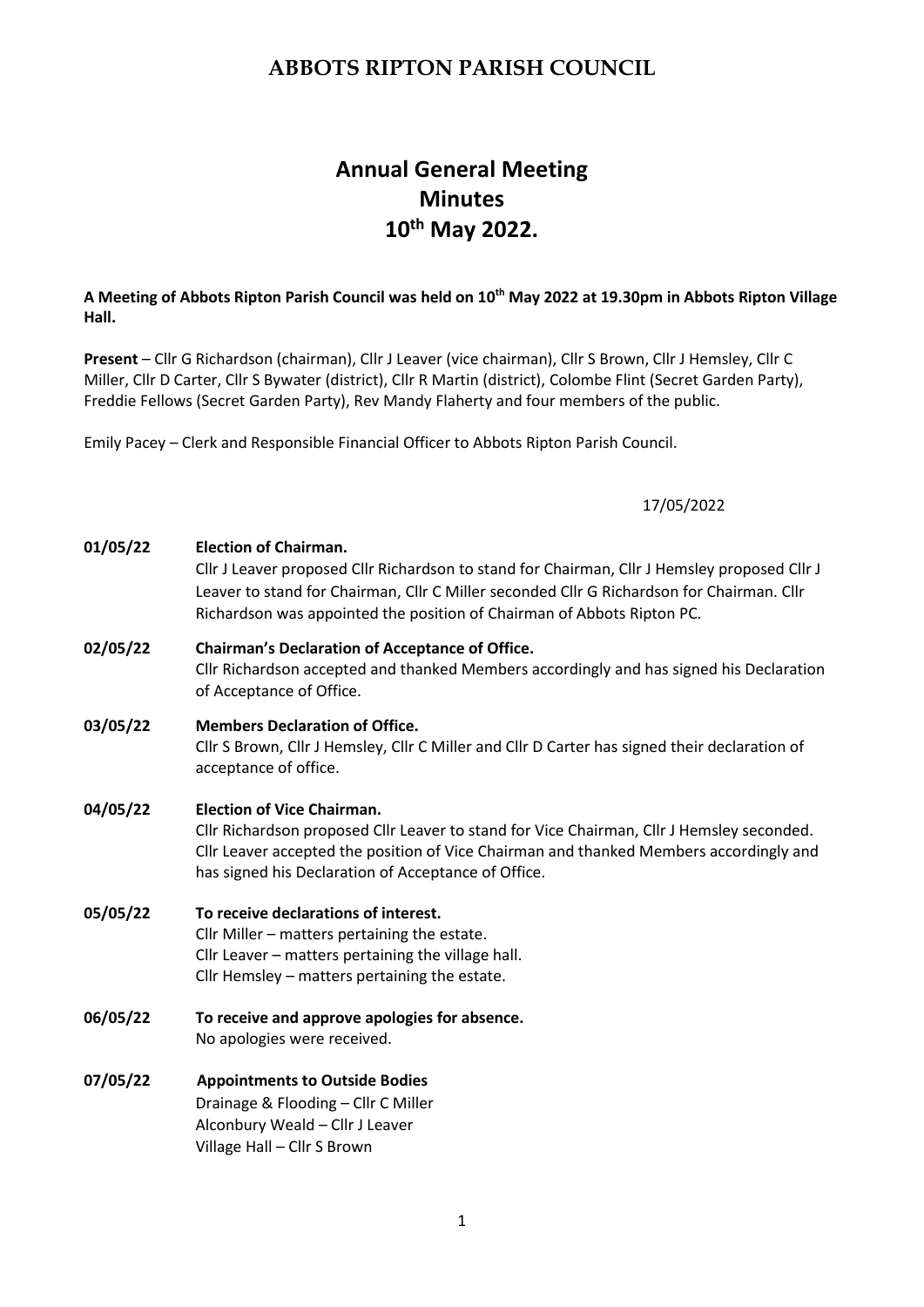# ABBOTS RIPTON PARISH COUNCIL

## Annual General Meeting
## Minutes
## 10th May 2022.

**A Meeting of Abbots Ripton Parish Council was held on 10th May 2022 at 19.30pm in Abbots Ripton Village Hall.**

**Present** – Cllr G Richardson (chairman), Cllr J Leaver (vice chairman), Cllr S Brown, Cllr J Hemsley, Cllr C Miller, Cllr D Carter, Cllr S Bywater (district), Cllr R Martin (district), Colombe Flint (Secret Garden Party), Freddie Fellows (Secret Garden Party), Rev Mandy Flaherty and four members of the public.

Emily Pacey – Clerk and Responsible Financial Officer to Abbots Ripton Parish Council.

17/05/2022

**01/05/22 Election of Chairman.**
Cllr J Leaver proposed Cllr Richardson to stand for Chairman, Cllr J Hemsley proposed Cllr J Leaver to stand for Chairman, Cllr C Miller seconded Cllr G Richardson for Chairman. Cllr Richardson was appointed the position of Chairman of Abbots Ripton PC.

**02/05/22 Chairman's Declaration of Acceptance of Office.**
Cllr Richardson accepted and thanked Members accordingly and has signed his Declaration of Acceptance of Office.

**03/05/22 Members Declaration of Office.**
Cllr S Brown, Cllr J Hemsley, Cllr C Miller and Cllr D Carter has signed their declaration of acceptance of office.

**04/05/22 Election of Vice Chairman.**
Cllr Richardson proposed Cllr Leaver to stand for Vice Chairman, Cllr J Hemsley seconded. Cllr Leaver accepted the position of Vice Chairman and thanked Members accordingly and has signed his Declaration of Acceptance of Office.

**05/05/22 To receive declarations of interest.**
Cllr Miller – matters pertaining the estate.
Cllr Leaver – matters pertaining the village hall.
Cllr Hemsley – matters pertaining the estate.

**06/05/22 To receive and approve apologies for absence.**
No apologies were received.

**07/05/22 Appointments to Outside Bodies**
Drainage & Flooding – Cllr C Miller
Alconbury Weald – Cllr J Leaver
Village Hall – Cllr S Brown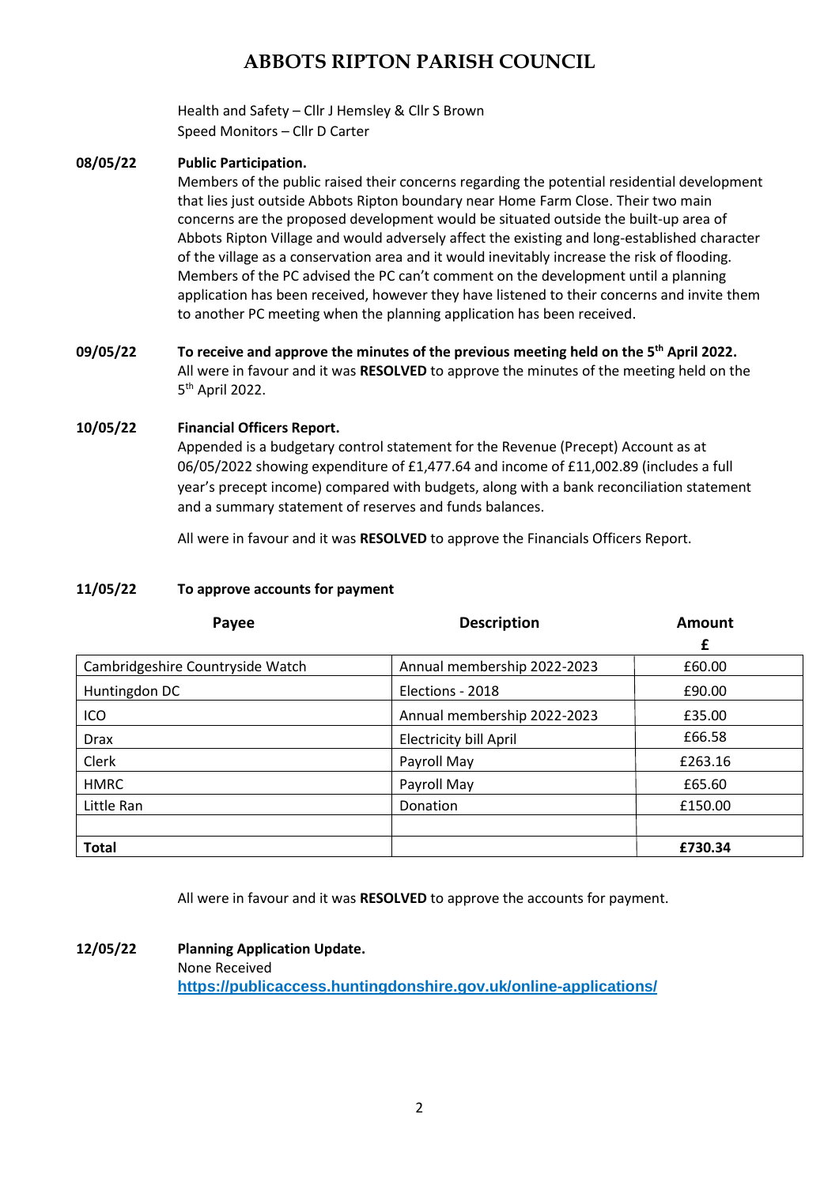# ABBOTS RIPTON PARISH COUNCIL

Health and Safety – Cllr J Hemsley & Cllr S Brown
Speed Monitors – Cllr D Carter

**08/05/22 Public Participation.**

Members of the public raised their concerns regarding the potential residential development that lies just outside Abbots Ripton boundary near Home Farm Close. Their two main concerns are the proposed development would be situated outside the built-up area of Abbots Ripton Village and would adversely affect the existing and long-established character of the village as a conservation area and it would inevitably increase the risk of flooding. Members of the PC advised the PC can't comment on the development until a planning application has been received, however they have listened to their concerns and invite them to another PC meeting when the planning application has been received.

**09/05/22 To receive and approve the minutes of the previous meeting held on the 5th April 2022.**

All were in favour and it was **RESOLVED** to approve the minutes of the meeting held on the 5th April 2022.

**10/05/22 Financial Officers Report.**

Appended is a budgetary control statement for the Revenue (Precept) Account as at 06/05/2022 showing expenditure of £1,477.64 and income of £11,002.89 (includes a full year's precept income) compared with budgets, along with a bank reconciliation statement and a summary statement of reserves and funds balances.

All were in favour and it was **RESOLVED** to approve the Financials Officers Report.

**11/05/22 To approve accounts for payment**

| Payee | Description | Amount £ |
|---|---|---|
| Cambridgeshire Countryside Watch | Annual membership 2022-2023 | £60.00 |
| Huntingdon DC | Elections - 2018 | £90.00 |
| ICO | Annual membership 2022-2023 | £35.00 |
| Drax | Electricity bill April | £66.58 |
| Clerk | Payroll May | £263.16 |
| HMRC | Payroll May | £65.60 |
| Little Ran | Donation | £150.00 |
| | | |
| **Total** | | **£730.34** |

All were in favour and it was **RESOLVED** to approve the accounts for payment.

**12/05/22 Planning Application Update.**

None Received
https://publicaccess.huntingdonshire.gov.uk/online-applications/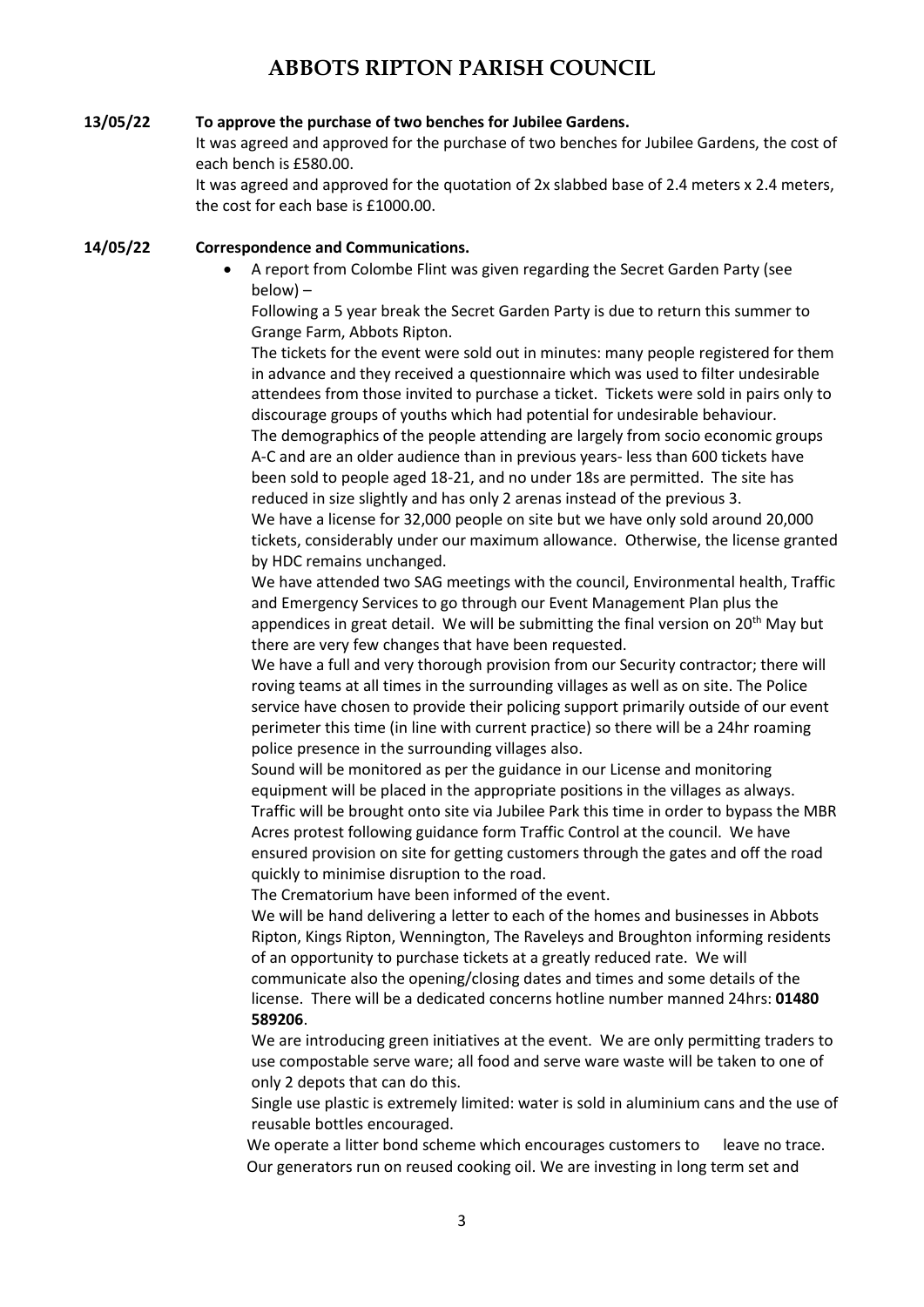# ABBOTS RIPTON PARISH COUNCIL

**13/05/22 To approve the purchase of two benches for Jubilee Gardens.**

It was agreed and approved for the purchase of two benches for Jubilee Gardens, the cost of each bench is £580.00.

It was agreed and approved for the quotation of 2x slabbed base of 2.4 meters x 2.4 meters, the cost for each base is £1000.00.

**14/05/22 Correspondence and Communications.**

- A report from Colombe Flint was given regarding the Secret Garden Party (see below) –

  Following a 5 year break the Secret Garden Party is due to return this summer to Grange Farm, Abbots Ripton.

  The tickets for the event were sold out in minutes: many people registered for them in advance and they received a questionnaire which was used to filter undesirable attendees from those invited to purchase a ticket. Tickets were sold in pairs only to discourage groups of youths which had potential for undesirable behaviour.

  The demographics of the people attending are largely from socio economic groups A-C and are an older audience than in previous years- less than 600 tickets have been sold to people aged 18-21, and no under 18s are permitted. The site has reduced in size slightly and has only 2 arenas instead of the previous 3.

  We have a license for 32,000 people on site but we have only sold around 20,000 tickets, considerably under our maximum allowance. Otherwise, the license granted by HDC remains unchanged.

  We have attended two SAG meetings with the council, Environmental health, Traffic and Emergency Services to go through our Event Management Plan plus the appendices in great detail. We will be submitting the final version on 20th May but there are very few changes that have been requested.

  We have a full and very thorough provision from our Security contractor; there will roving teams at all times in the surrounding villages as well as on site. The Police service have chosen to provide their policing support primarily outside of our event perimeter this time (in line with current practice) so there will be a 24hr roaming police presence in the surrounding villages also.

  Sound will be monitored as per the guidance in our License and monitoring equipment will be placed in the appropriate positions in the villages as always.

  Traffic will be brought onto site via Jubilee Park this time in order to bypass the MBR Acres protest following guidance form Traffic Control at the council. We have ensured provision on site for getting customers through the gates and off the road quickly to minimise disruption to the road.

  The Crematorium have been informed of the event.

  We will be hand delivering a letter to each of the homes and businesses in Abbots Ripton, Kings Ripton, Wennington, The Raveleys and Broughton informing residents of an opportunity to purchase tickets at a greatly reduced rate. We will communicate also the opening/closing dates and times and some details of the license. There will be a dedicated concerns hotline number manned 24hrs: **01480 589206**.

  We are introducing green initiatives at the event. We are only permitting traders to use compostable serve ware; all food and serve ware waste will be taken to one of only 2 depots that can do this.

  Single use plastic is extremely limited: water is sold in aluminium cans and the use of reusable bottles encouraged.

  We operate a litter bond scheme which encourages customers to leave no trace.

  Our generators run on reused cooking oil. We are investing in long term set and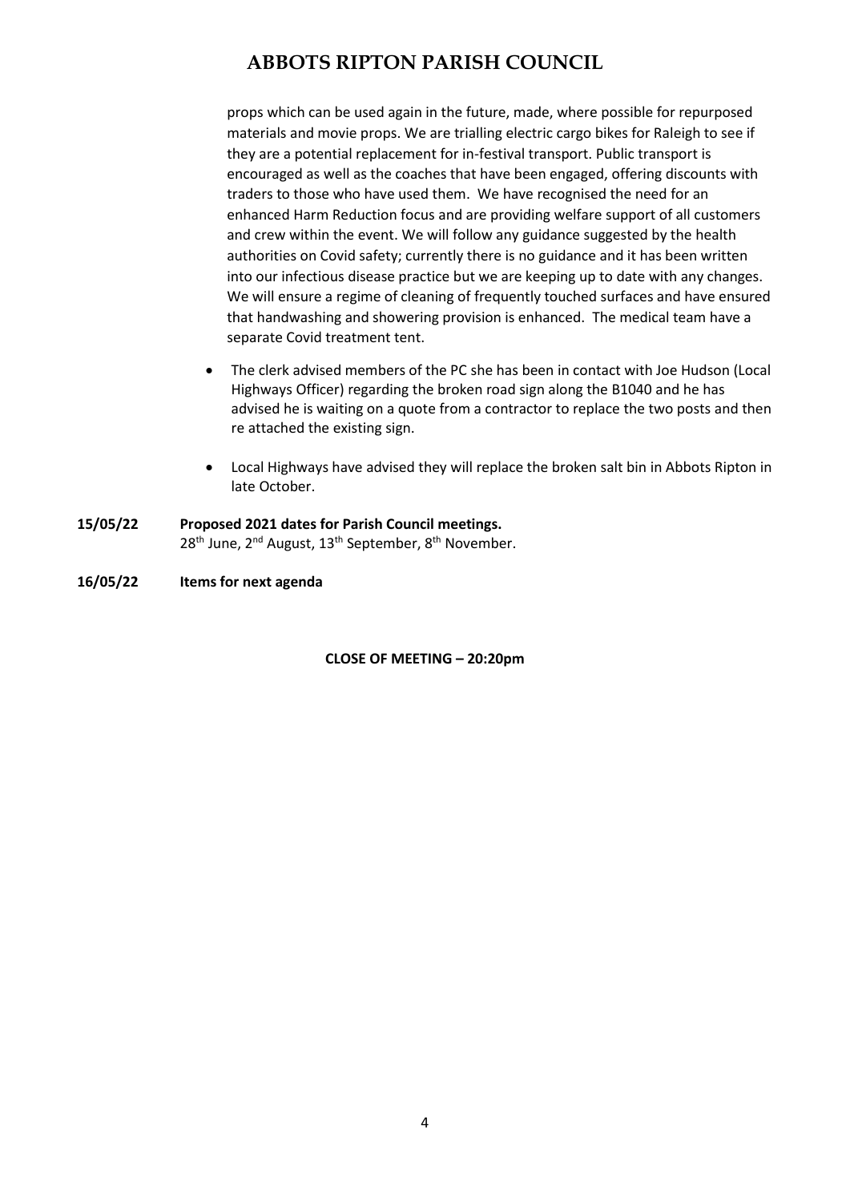props which can be used again in the future, made, where possible for repurposed materials and movie props. We are trialling electric cargo bikes for Raleigh to see if they are a potential replacement for in-festival transport. Public transport is encouraged as well as the coaches that have been engaged, offering discounts with traders to those who have used them. We have recognised the need for an enhanced Harm Reduction focus and are providing welfare support of all customers and crew within the event. We will follow any guidance suggested by the health authorities on Covid safety; currently there is no guidance and it has been written into our infectious disease practice but we are keeping up to date with any changes. We will ensure a regime of cleaning of frequently touched surfaces and have ensured that handwashing and showering provision is enhanced. The medical team have a separate Covid treatment tent.

- The clerk advised members of the PC she has been in contact with Joe Hudson (Local Highways Officer) regarding the broken road sign along the B1040 and he has advised he is waiting on a quote from a contractor to replace the two posts and then re attached the existing sign.

- Local Highways have advised they will replace the broken salt bin in Abbots Ripton in late October.

**15/05/22 Proposed 2021 dates for Parish Council meetings.**

28th June, 2nd August, 13th September, 8th November.

**16/05/22 Items for next agenda**

**CLOSE OF MEETING – 20:20pm**